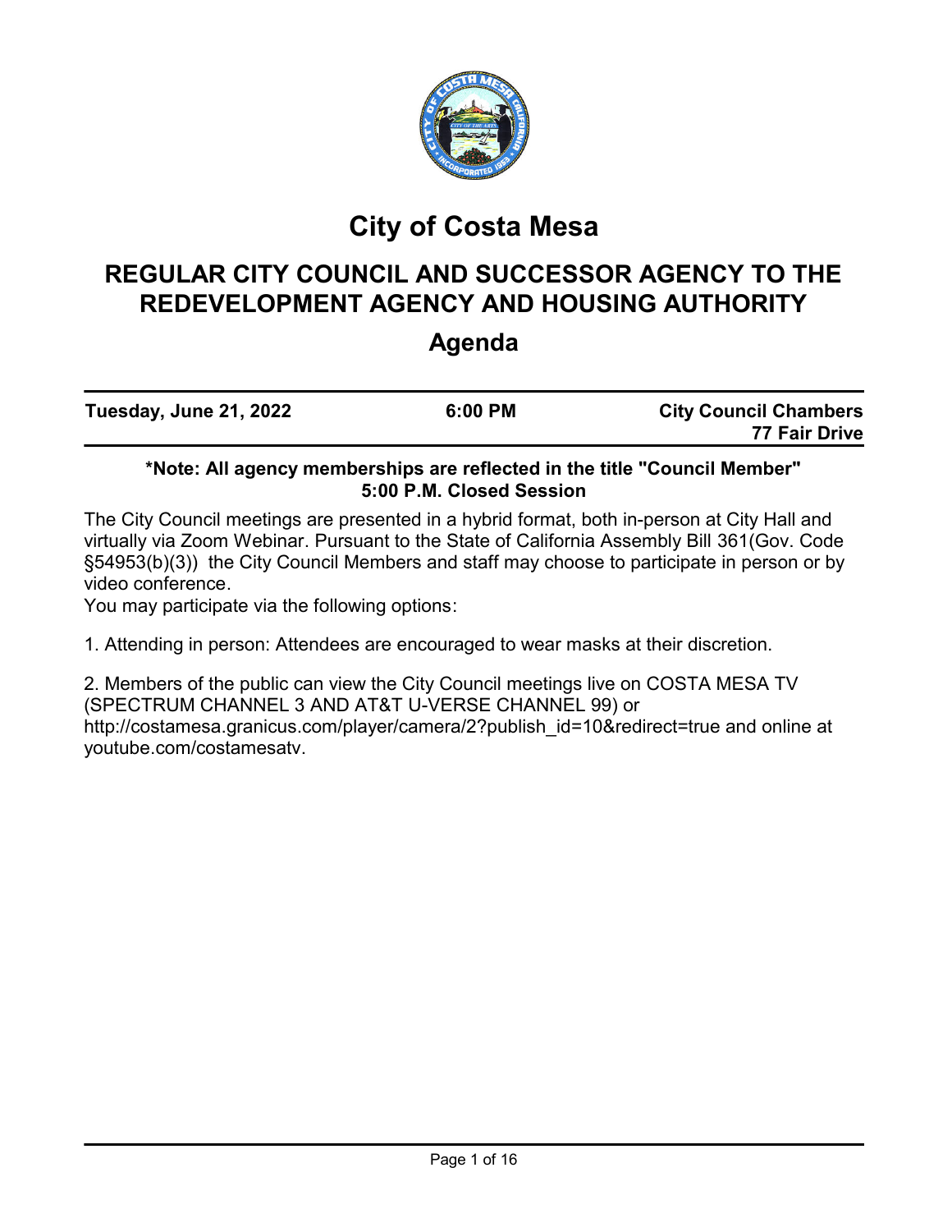# City of Costa Mesa

## REGULAR CITY COUNCIL AND SUCCESSOR AGENCY TO THE REDEVELOPMENT AGENCY AND HOUSING AUTHORITY

## Agenda

| Tuesday, June 21, 2022 | 6:00 PM | City Council Chambers 77 Fair Drive |
|---|---|---|

**\*Note: All agency memberships are reflected in the title "Council Member"**
**5:00 P.M. Closed Session**

The City Council meetings are presented in a hybrid format, both in-person at City Hall and virtually via Zoom Webinar. Pursuant to the State of California Assembly Bill 361(Gov. Code §54953(b)(3)) the City Council Members and staff may choose to participate in person or by video conference.

You may participate via the following options:

1. Attending in person: Attendees are encouraged to wear masks at their discretion.

2. Members of the public can view the City Council meetings live on COSTA MESA TV (SPECTRUM CHANNEL 3 AND AT&T U-VERSE CHANNEL 99) or http://costamesa.granicus.com/player/camera/2?publish_id=10&redirect=true and online at youtube.com/costamesatv.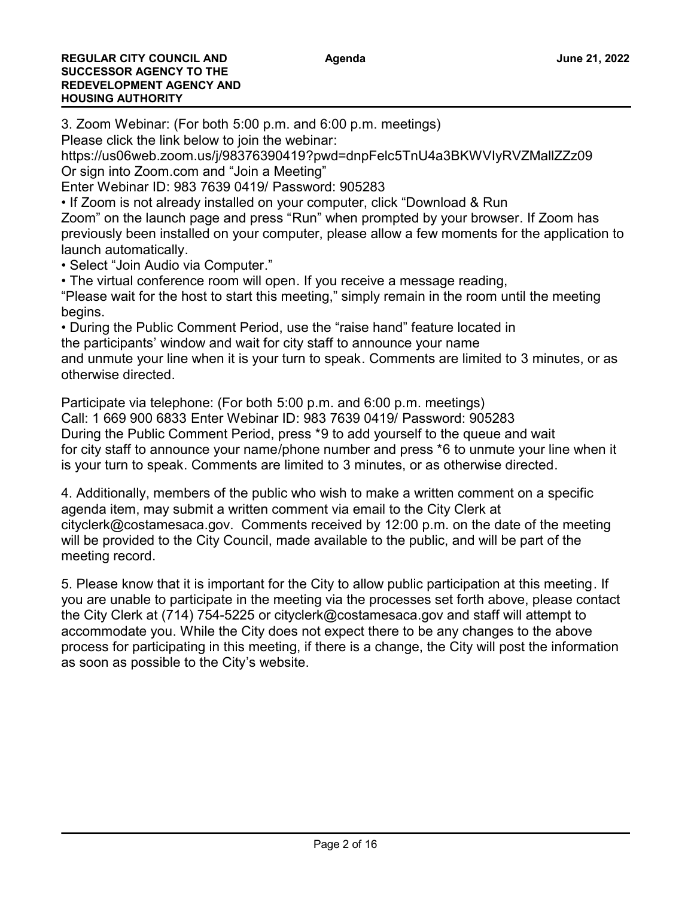3. Zoom Webinar: (For both 5:00 p.m. and 6:00 p.m. meetings)
Please click the link below to join the webinar:
https://us06web.zoom.us/j/98376390419?pwd=dnpFelc5TnU4a3BKWVIyRVZMallZZz09
Or sign into Zoom.com and "Join a Meeting"
Enter Webinar ID: 983 7639 0419/ Password: 905283

- If Zoom is not already installed on your computer, click "Download & Run Zoom" on the launch page and press "Run" when prompted by your browser. If Zoom has previously been installed on your computer, please allow a few moments for the application to launch automatically.
- Select "Join Audio via Computer."
- The virtual conference room will open. If you receive a message reading, "Please wait for the host to start this meeting," simply remain in the room until the meeting begins.
- During the Public Comment Period, use the "raise hand" feature located in the participants' window and wait for city staff to announce your name and unmute your line when it is your turn to speak. Comments are limited to 3 minutes, or as otherwise directed.

Participate via telephone: (For both 5:00 p.m. and 6:00 p.m. meetings)
Call: 1 669 900 6833 Enter Webinar ID: 983 7639 0419/ Password: 905283
During the Public Comment Period, press *9 to add yourself to the queue and wait for city staff to announce your name/phone number and press *6 to unmute your line when it is your turn to speak. Comments are limited to 3 minutes, or as otherwise directed.

4. Additionally, members of the public who wish to make a written comment on a specific agenda item, may submit a written comment via email to the City Clerk at cityclerk@costamesaca.gov. Comments received by 12:00 p.m. on the date of the meeting will be provided to the City Council, made available to the public, and will be part of the meeting record.

5. Please know that it is important for the City to allow public participation at this meeting. If you are unable to participate in the meeting via the processes set forth above, please contact the City Clerk at (714) 754-5225 or cityclerk@costamesaca.gov and staff will attempt to accommodate you. While the City does not expect there to be any changes to the above process for participating in this meeting, if there is a change, the City will post the information as soon as possible to the City's website.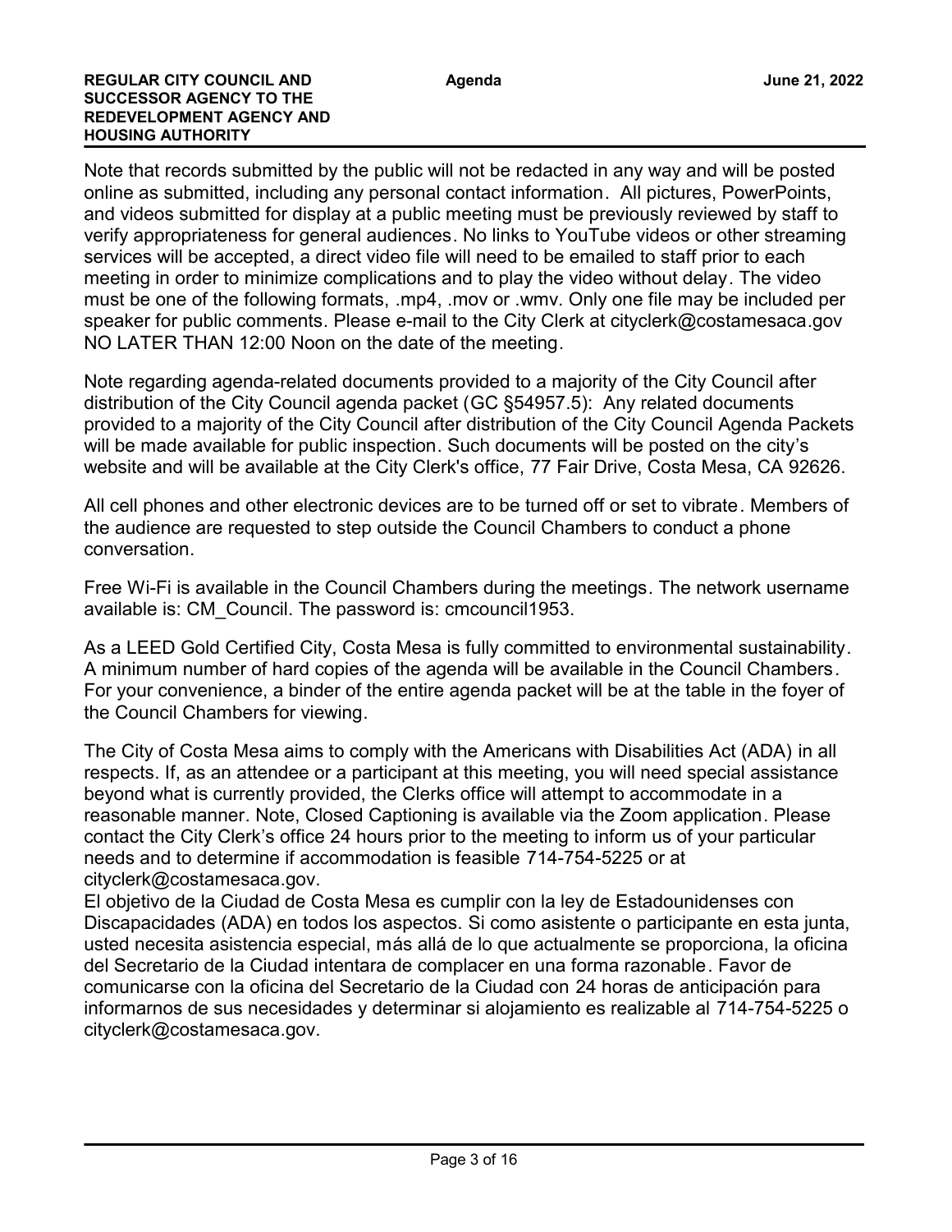Note that records submitted by the public will not be redacted in any way and will be posted online as submitted, including any personal contact information. All pictures, PowerPoints, and videos submitted for display at a public meeting must be previously reviewed by staff to verify appropriateness for general audiences. No links to YouTube videos or other streaming services will be accepted, a direct video file will need to be emailed to staff prior to each meeting in order to minimize complications and to play the video without delay. The video must be one of the following formats, .mp4, .mov or .wmv. Only one file may be included per speaker for public comments. Please e-mail to the City Clerk at cityclerk@costamesaca.gov NO LATER THAN 12:00 Noon on the date of the meeting.

Note regarding agenda-related documents provided to a majority of the City Council after distribution of the City Council agenda packet (GC §54957.5): Any related documents provided to a majority of the City Council after distribution of the City Council Agenda Packets will be made available for public inspection. Such documents will be posted on the city's website and will be available at the City Clerk's office, 77 Fair Drive, Costa Mesa, CA 92626.

All cell phones and other electronic devices are to be turned off or set to vibrate. Members of the audience are requested to step outside the Council Chambers to conduct a phone conversation.

Free Wi-Fi is available in the Council Chambers during the meetings. The network username available is: CM_Council. The password is: cmcouncil1953.

As a LEED Gold Certified City, Costa Mesa is fully committed to environmental sustainability. A minimum number of hard copies of the agenda will be available in the Council Chambers. For your convenience, a binder of the entire agenda packet will be at the table in the foyer of the Council Chambers for viewing.

The City of Costa Mesa aims to comply with the Americans with Disabilities Act (ADA) in all respects. If, as an attendee or a participant at this meeting, you will need special assistance beyond what is currently provided, the Clerks office will attempt to accommodate in a reasonable manner. Note, Closed Captioning is available via the Zoom application. Please contact the City Clerk's office 24 hours prior to the meeting to inform us of your particular needs and to determine if accommodation is feasible 714-754-5225 or at cityclerk@costamesaca.gov.

El objetivo de la Ciudad de Costa Mesa es cumplir con la ley de Estadounidenses con Discapacidades (ADA) en todos los aspectos. Si como asistente o participante en esta junta, usted necesita asistencia especial, más allá de lo que actualmente se proporciona, la oficina del Secretario de la Ciudad intentara de complacer en una forma razonable. Favor de comunicarse con la oficina del Secretario de la Ciudad con 24 horas de anticipación para informarnos de sus necesidades y determinar si alojamiento es realizable al 714-754-5225 o cityclerk@costamesaca.gov.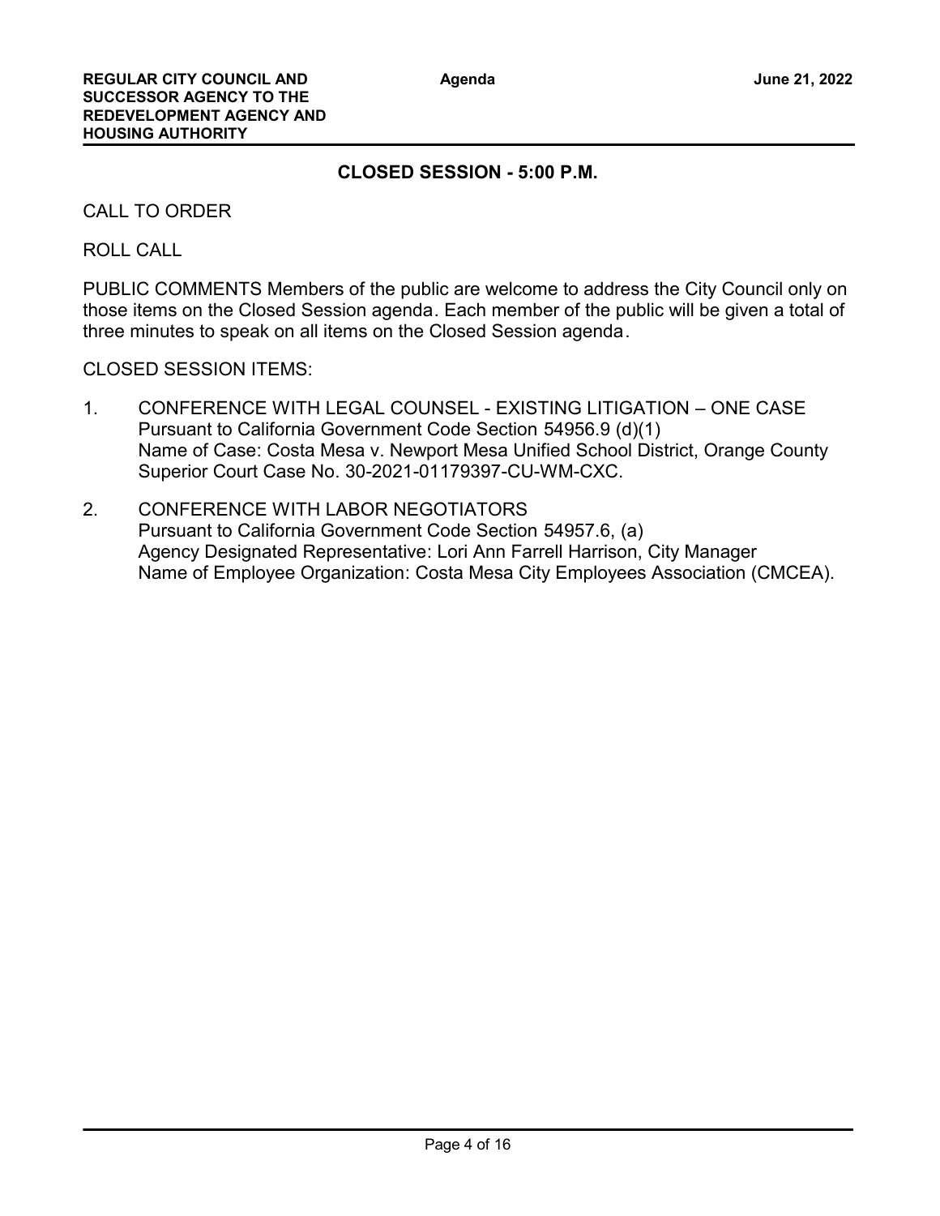## CLOSED SESSION - 5:00 P.M.

CALL TO ORDER

ROLL CALL

PUBLIC COMMENTS Members of the public are welcome to address the City Council only on those items on the Closed Session agenda. Each member of the public will be given a total of three minutes to speak on all items on the Closed Session agenda.

CLOSED SESSION ITEMS:

1. CONFERENCE WITH LEGAL COUNSEL - EXISTING LITIGATION – ONE CASE
   Pursuant to California Government Code Section 54956.9 (d)(1)
   Name of Case: Costa Mesa v. Newport Mesa Unified School District, Orange County Superior Court Case No. 30-2021-01179397-CU-WM-CXC.

2. CONFERENCE WITH LABOR NEGOTIATORS
   Pursuant to California Government Code Section 54957.6, (a)
   Agency Designated Representative: Lori Ann Farrell Harrison, City Manager
   Name of Employee Organization: Costa Mesa City Employees Association (CMCEA).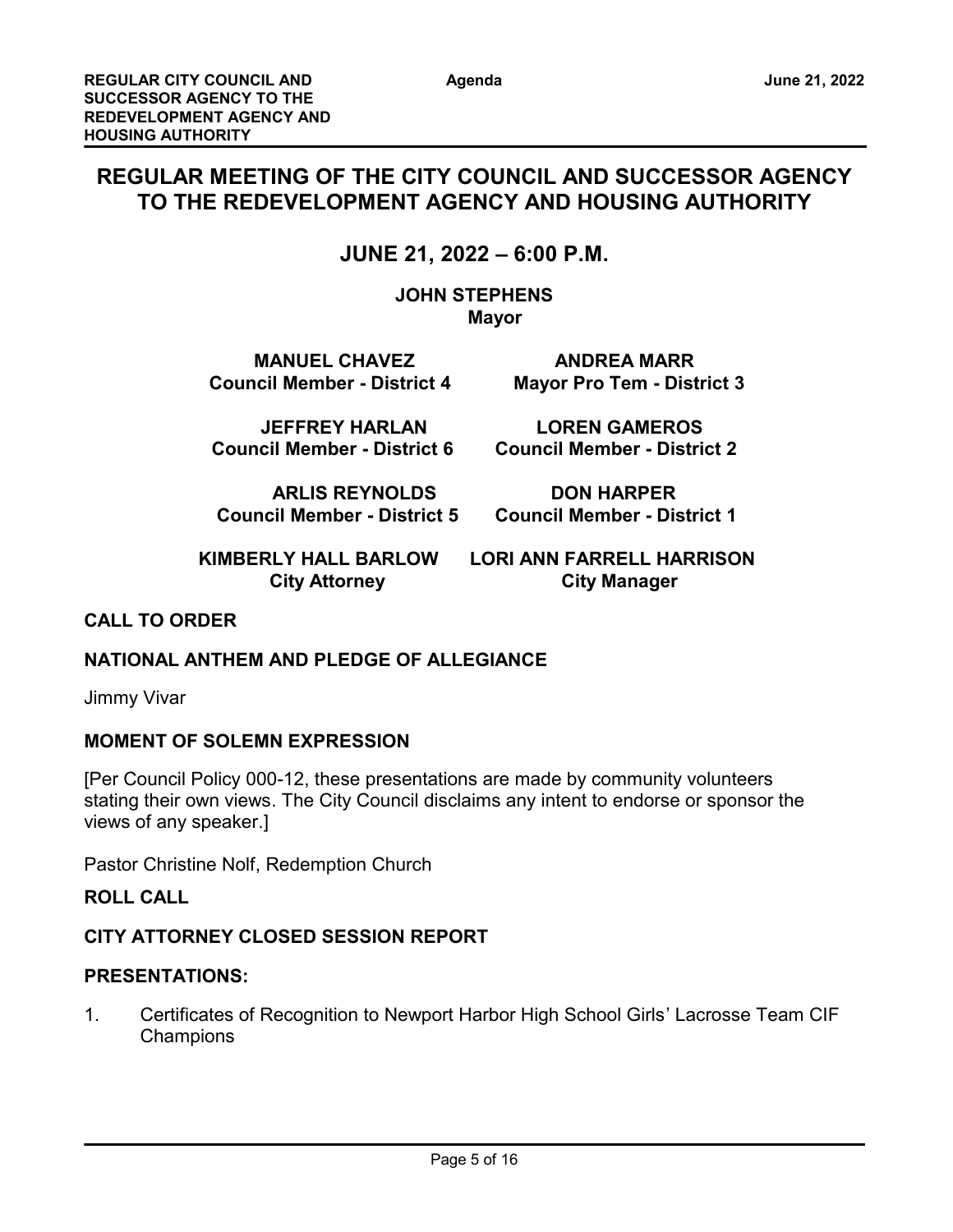# REGULAR MEETING OF THE CITY COUNCIL AND SUCCESSOR AGENCY TO THE REDEVELOPMENT AGENCY AND HOUSING AUTHORITY

## JUNE 21, 2022 – 6:00 P.M.

**JOHN STEPHENS**
**Mayor**

| | |
|---|---|
| **MANUEL CHAVEZ**<br>**Council Member - District 4** | **ANDREA MARR**<br>**Mayor Pro Tem - District 3** |
| **JEFFREY HARLAN**<br>**Council Member - District 6** | **LOREN GAMEROS**<br>**Council Member - District 2** |
| **ARLIS REYNOLDS**<br>**Council Member - District 5** | **DON HARPER**<br>**Council Member - District 1** |
| **KIMBERLY HALL BARLOW**<br>**City Attorney** | **LORI ANN FARRELL HARRISON**<br>**City Manager** |

**CALL TO ORDER**

**NATIONAL ANTHEM AND PLEDGE OF ALLEGIANCE**

Jimmy Vivar

**MOMENT OF SOLEMN EXPRESSION**

[Per Council Policy 000-12, these presentations are made by community volunteers stating their own views. The City Council disclaims any intent to endorse or sponsor the views of any speaker.]

Pastor Christine Nolf, Redemption Church

**ROLL CALL**

**CITY ATTORNEY CLOSED SESSION REPORT**

**PRESENTATIONS:**

1. Certificates of Recognition to Newport Harbor High School Girls' Lacrosse Team CIF Champions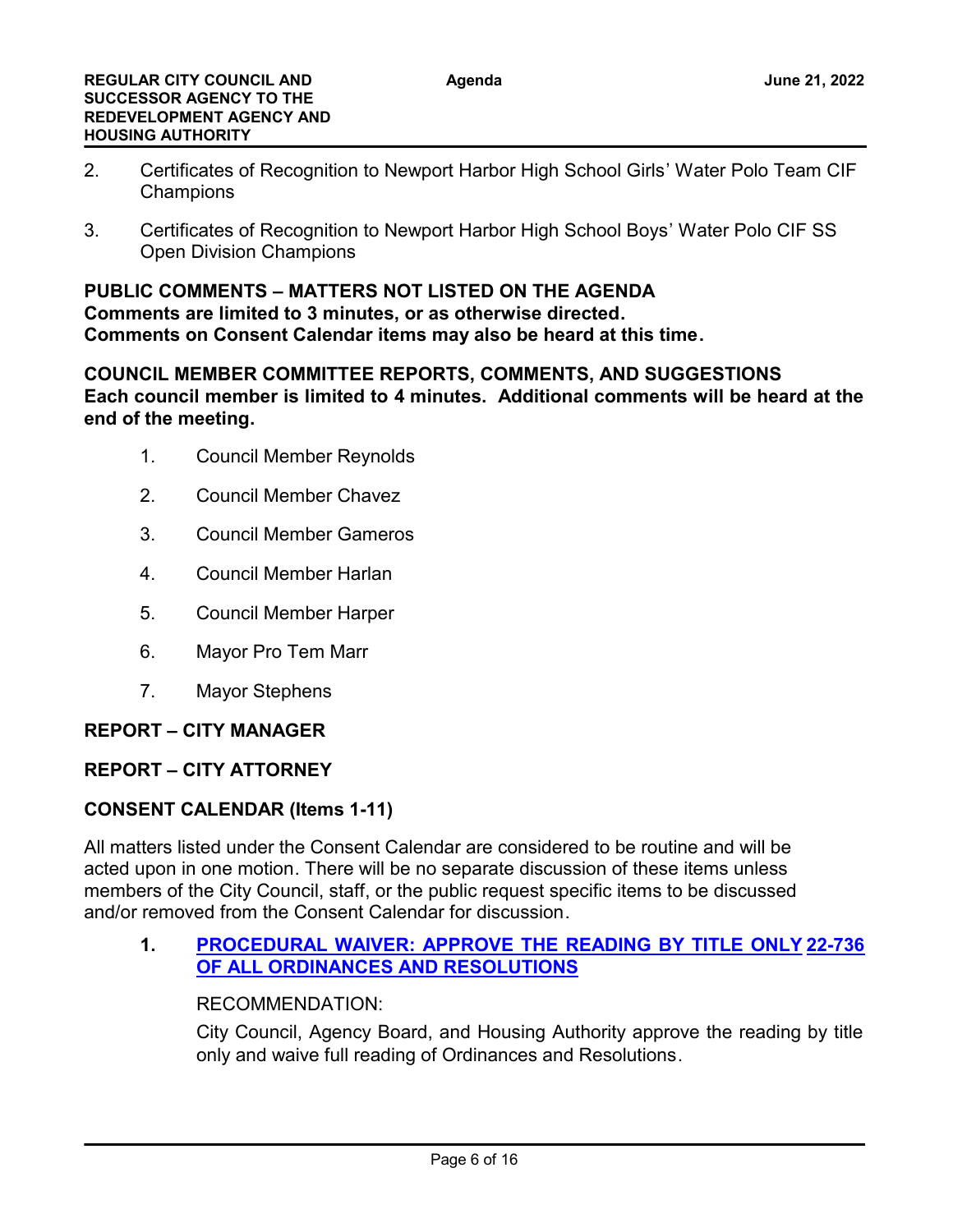2. Certificates of Recognition to Newport Harbor High School Girls' Water Polo Team CIF Champions

3. Certificates of Recognition to Newport Harbor High School Boys' Water Polo CIF SS Open Division Champions

**PUBLIC COMMENTS – MATTERS NOT LISTED ON THE AGENDA**
**Comments are limited to 3 minutes, or as otherwise directed.**
**Comments on Consent Calendar items may also be heard at this time.**

**COUNCIL MEMBER COMMITTEE REPORTS, COMMENTS, AND SUGGESTIONS**
**Each council member is limited to 4 minutes. Additional comments will be heard at the end of the meeting.**

1. Council Member Reynolds
2. Council Member Chavez
3. Council Member Gameros
4. Council Member Harlan
5. Council Member Harper
6. Mayor Pro Tem Marr
7. Mayor Stephens

**REPORT – CITY MANAGER**

**REPORT – CITY ATTORNEY**

**CONSENT CALENDAR (Items 1-11)**

All matters listed under the Consent Calendar are considered to be routine and will be acted upon in one motion. There will be no separate discussion of these items unless members of the City Council, staff, or the public request specific items to be discussed and/or removed from the Consent Calendar for discussion.

**1. PROCEDURAL WAIVER: APPROVE THE READING BY TITLE ONLY OF ALL ORDINANCES AND RESOLUTIONS** **22-736**

RECOMMENDATION:

City Council, Agency Board, and Housing Authority approve the reading by title only and waive full reading of Ordinances and Resolutions.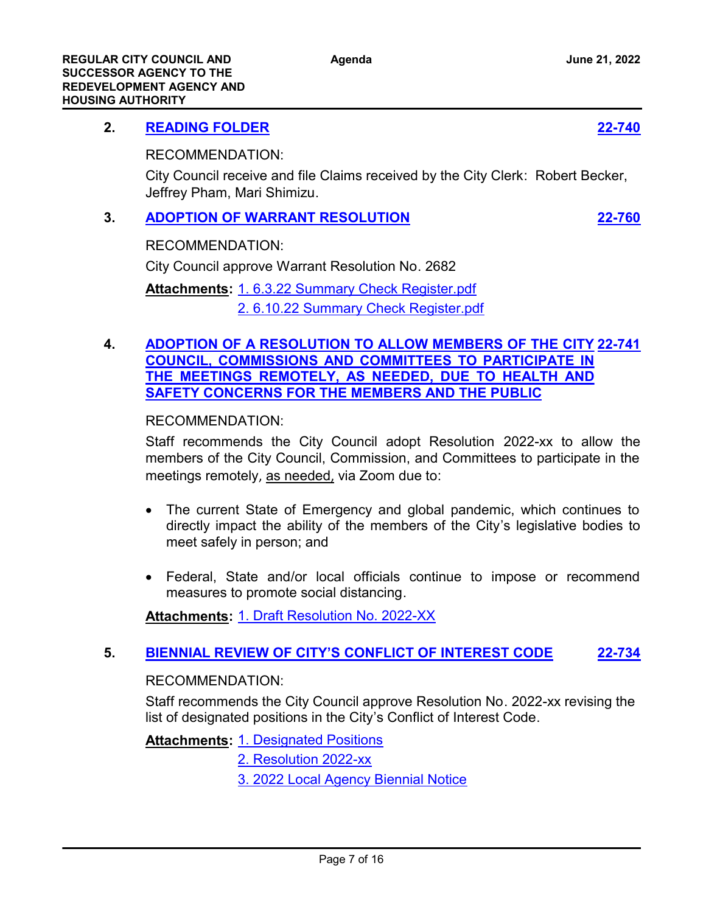**2. READING FOLDER** **22-740**

RECOMMENDATION:

City Council receive and file Claims received by the City Clerk: Robert Becker, Jeffrey Pham, Mari Shimizu.

**3. ADOPTION OF WARRANT RESOLUTION** **22-760**

RECOMMENDATION:

City Council approve Warrant Resolution No. 2682

**Attachments:** 1. 6.3.22 Summary Check Register.pdf
2. 6.10.22 Summary Check Register.pdf

**4. ADOPTION OF A RESOLUTION TO ALLOW MEMBERS OF THE CITY COUNCIL, COMMISSIONS AND COMMITTEES TO PARTICIPATE IN THE MEETINGS REMOTELY, AS NEEDED, DUE TO HEALTH AND SAFETY CONCERNS FOR THE MEMBERS AND THE PUBLIC** **22-741**

RECOMMENDATION:

Staff recommends the City Council adopt Resolution 2022-xx to allow the members of the City Council, Commission, and Committees to participate in the meetings remotely, as needed, via Zoom due to:

- The current State of Emergency and global pandemic, which continues to directly impact the ability of the members of the City's legislative bodies to meet safely in person; and
- Federal, State and/or local officials continue to impose or recommend measures to promote social distancing.

**Attachments:** 1. Draft Resolution No. 2022-XX

**5. BIENNIAL REVIEW OF CITY'S CONFLICT OF INTEREST CODE** **22-734**

RECOMMENDATION:

Staff recommends the City Council approve Resolution No. 2022-xx revising the list of designated positions in the City's Conflict of Interest Code.

**Attachments:** 1. Designated Positions
2. Resolution 2022-xx
3. 2022 Local Agency Biennial Notice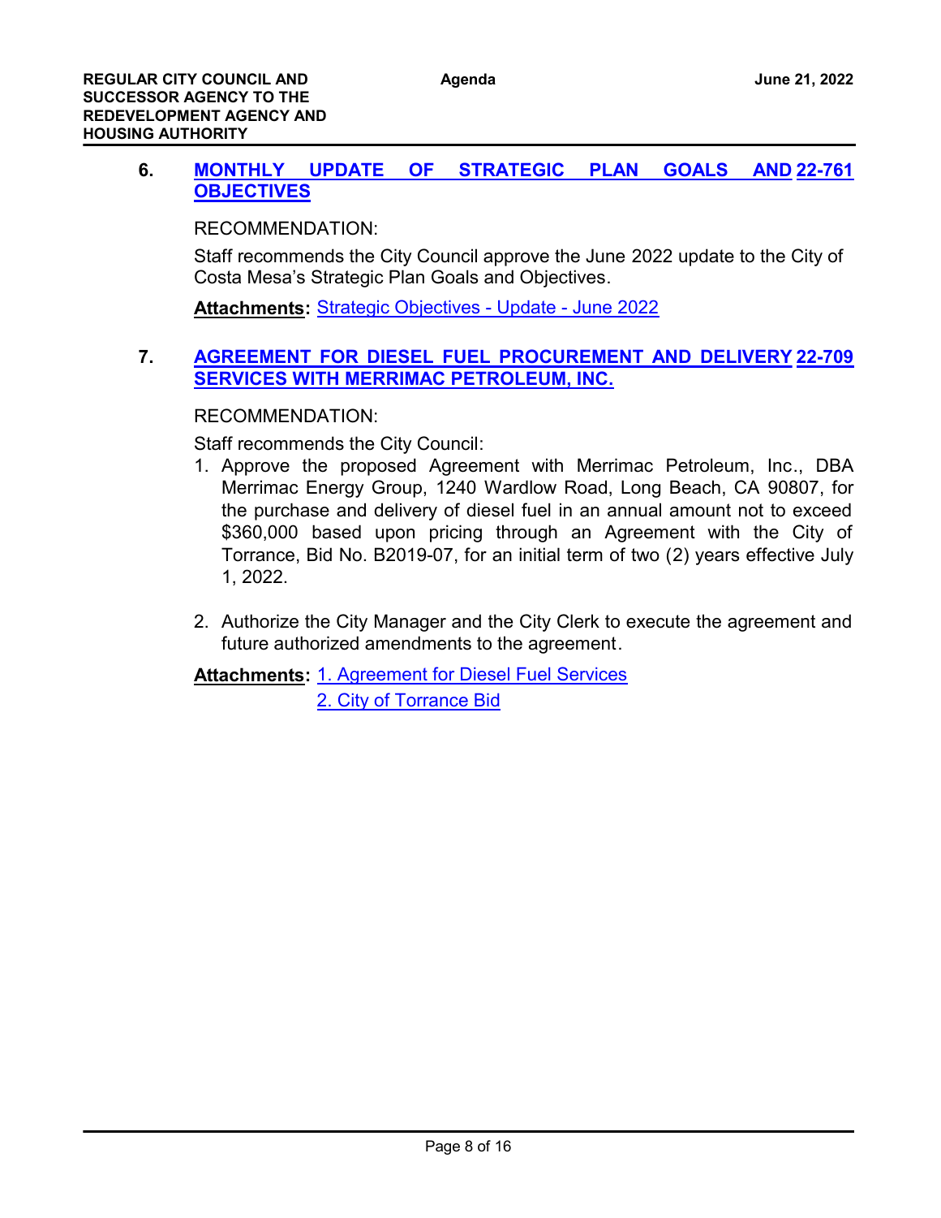### 6. MONTHLY UPDATE OF STRATEGIC PLAN GOALS AND OBJECTIVES 22-761

RECOMMENDATION:

Staff recommends the City Council approve the June 2022 update to the City of Costa Mesa's Strategic Plan Goals and Objectives.

**Attachments:** Strategic Objectives - Update - June 2022

### 7. AGREEMENT FOR DIESEL FUEL PROCUREMENT AND DELIVERY SERVICES WITH MERRIMAC PETROLEUM, INC. 22-709

RECOMMENDATION:

Staff recommends the City Council:

1. Approve the proposed Agreement with Merrimac Petroleum, Inc., DBA Merrimac Energy Group, 1240 Wardlow Road, Long Beach, CA 90807, for the purchase and delivery of diesel fuel in an annual amount not to exceed $360,000 based upon pricing through an Agreement with the City of Torrance, Bid No. B2019-07, for an initial term of two (2) years effective July 1, 2022.

2. Authorize the City Manager and the City Clerk to execute the agreement and future authorized amendments to the agreement.

**Attachments:** 1. Agreement for Diesel Fuel Services
2. City of Torrance Bid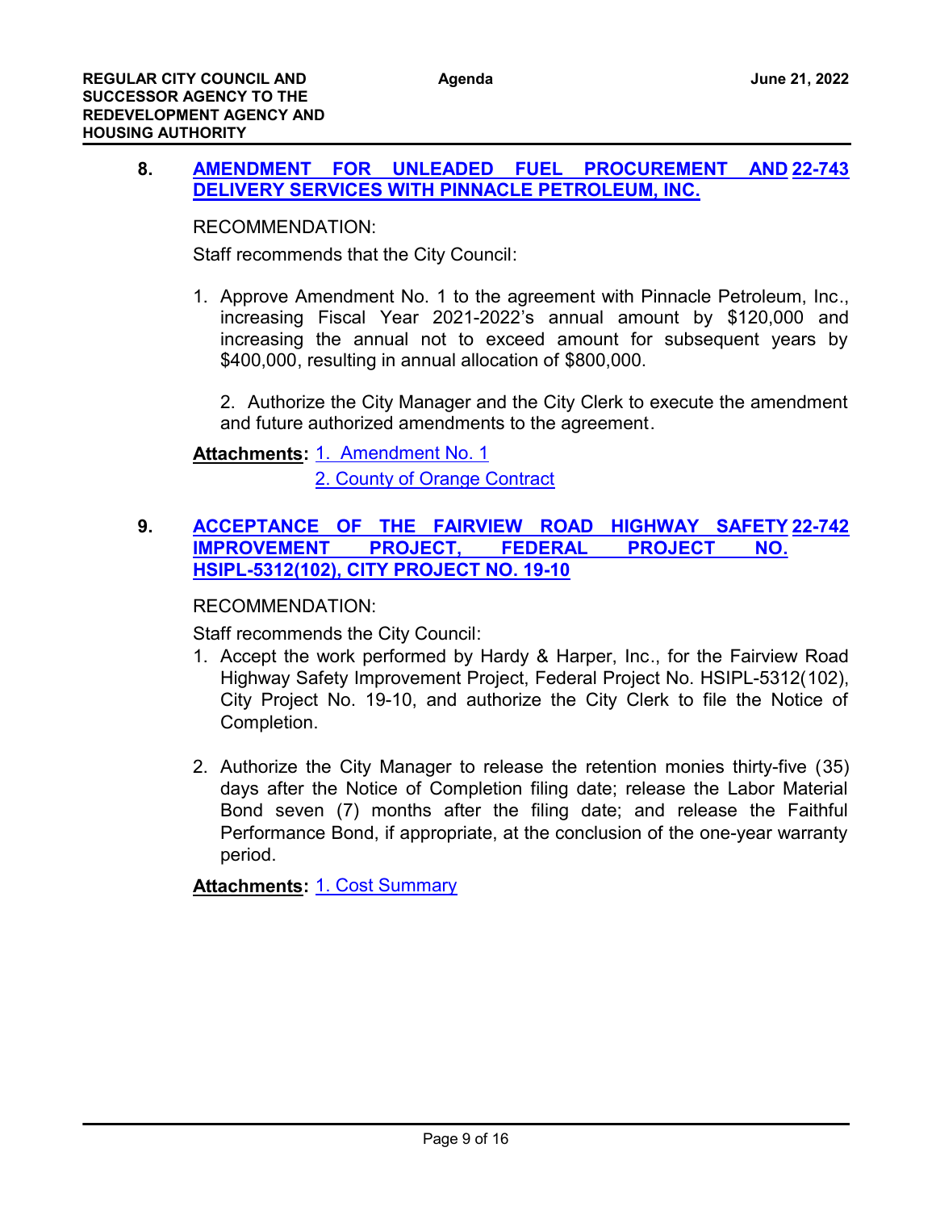**8. AMENDMENT FOR UNLEADED FUEL PROCUREMENT AND DELIVERY SERVICES WITH PINNACLE PETROLEUM, INC.** **22-743**

RECOMMENDATION:

Staff recommends that the City Council:

1. Approve Amendment No. 1 to the agreement with Pinnacle Petroleum, Inc., increasing Fiscal Year 2021-2022's annual amount by $120,000 and increasing the annual not to exceed amount for subsequent years by $400,000, resulting in annual allocation of $800,000.

2. Authorize the City Manager and the City Clerk to execute the amendment and future authorized amendments to the agreement.

**Attachments:** 1. Amendment No. 1
2. County of Orange Contract

**9. ACCEPTANCE OF THE FAIRVIEW ROAD HIGHWAY SAFETY IMPROVEMENT PROJECT, FEDERAL PROJECT NO. HSIPL-5312(102), CITY PROJECT NO. 19-10** **22-742**

RECOMMENDATION:

Staff recommends the City Council:

1. Accept the work performed by Hardy & Harper, Inc., for the Fairview Road Highway Safety Improvement Project, Federal Project No. HSIPL-5312(102), City Project No. 19-10, and authorize the City Clerk to file the Notice of Completion.

2. Authorize the City Manager to release the retention monies thirty-five (35) days after the Notice of Completion filing date; release the Labor Material Bond seven (7) months after the filing date; and release the Faithful Performance Bond, if appropriate, at the conclusion of the one-year warranty period.

**Attachments:** 1. Cost Summary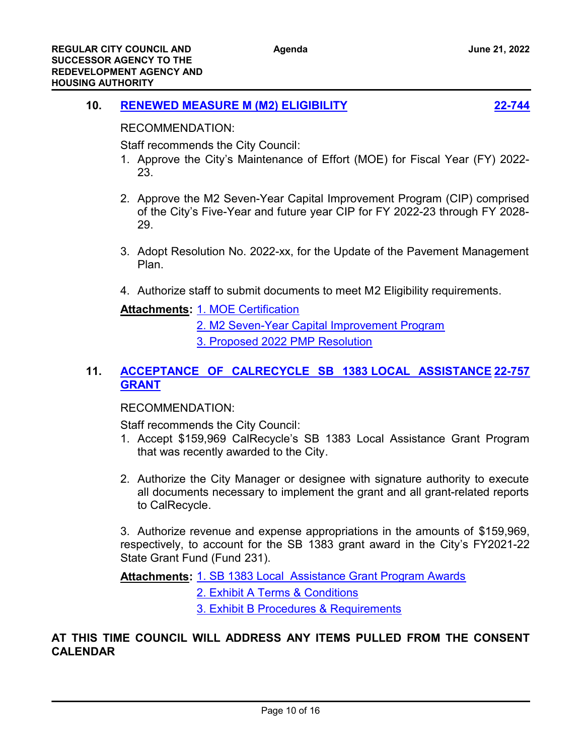### 10. RENEWED MEASURE M (M2) ELIGIBILITY — 22-744

RECOMMENDATION:

Staff recommends the City Council:

1. Approve the City's Maintenance of Effort (MOE) for Fiscal Year (FY) 2022-23.

2. Approve the M2 Seven-Year Capital Improvement Program (CIP) comprised of the City's Five-Year and future year CIP for FY 2022-23 through FY 2028-29.

3. Adopt Resolution No. 2022-xx, for the Update of the Pavement Management Plan.

4. Authorize staff to submit documents to meet M2 Eligibility requirements.

**Attachments:** 1. MOE Certification
2. M2 Seven-Year Capital Improvement Program
3. Proposed 2022 PMP Resolution

### 11. ACCEPTANCE OF CALRECYCLE SB 1383 LOCAL ASSISTANCE GRANT — 22-757

RECOMMENDATION:

Staff recommends the City Council:

1. Accept $159,969 CalRecycle's SB 1383 Local Assistance Grant Program that was recently awarded to the City.

2. Authorize the City Manager or designee with signature authority to execute all documents necessary to implement the grant and all grant-related reports to CalRecycle.

3. Authorize revenue and expense appropriations in the amounts of $159,969, respectively, to account for the SB 1383 grant award in the City's FY2021-22 State Grant Fund (Fund 231).

**Attachments:** 1. SB 1383 Local Assistance Grant Program Awards
2. Exhibit A Terms & Conditions
3. Exhibit B Procedures & Requirements

**AT THIS TIME COUNCIL WILL ADDRESS ANY ITEMS PULLED FROM THE CONSENT CALENDAR**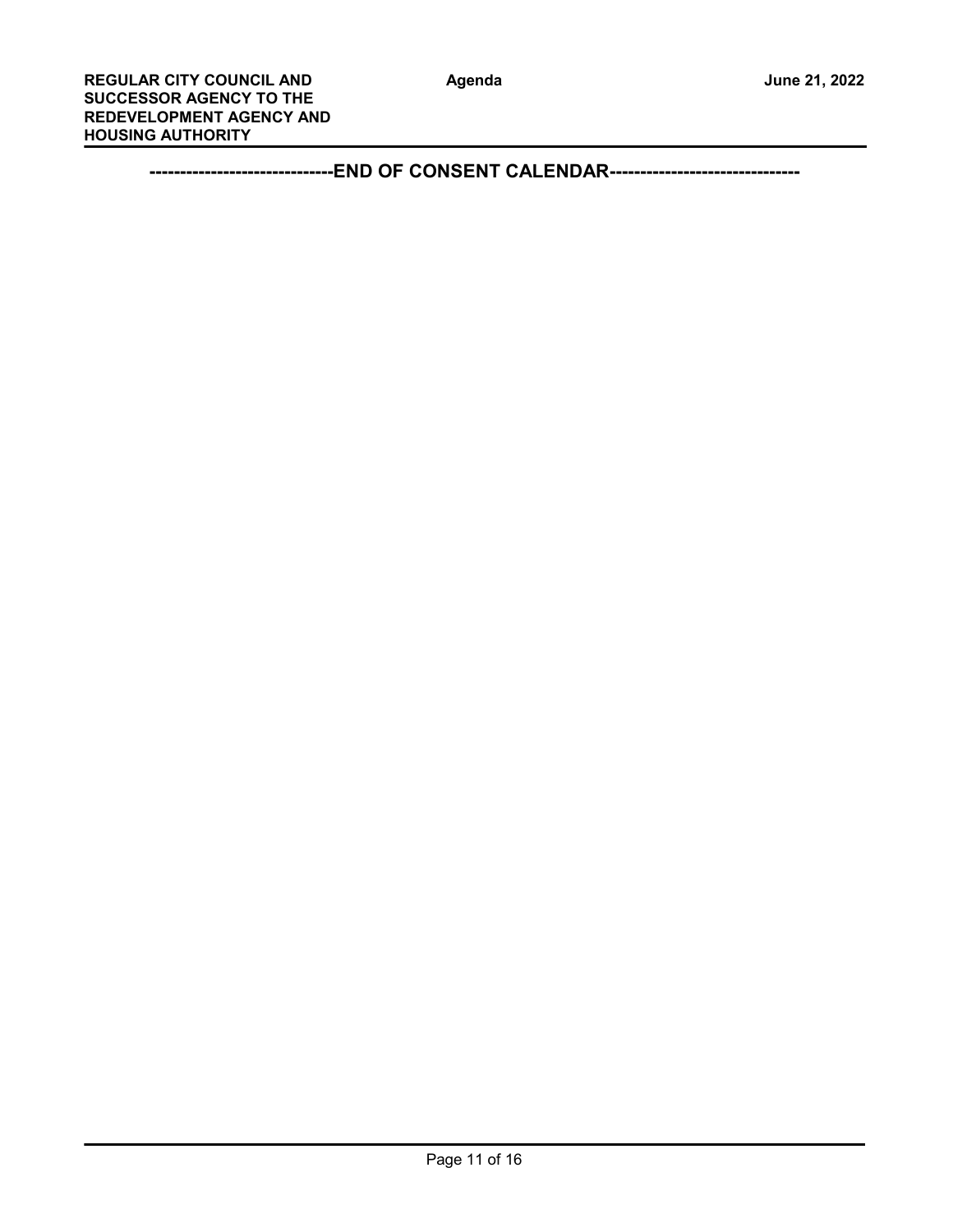**------------------------------END OF CONSENT CALENDAR-------------------------------**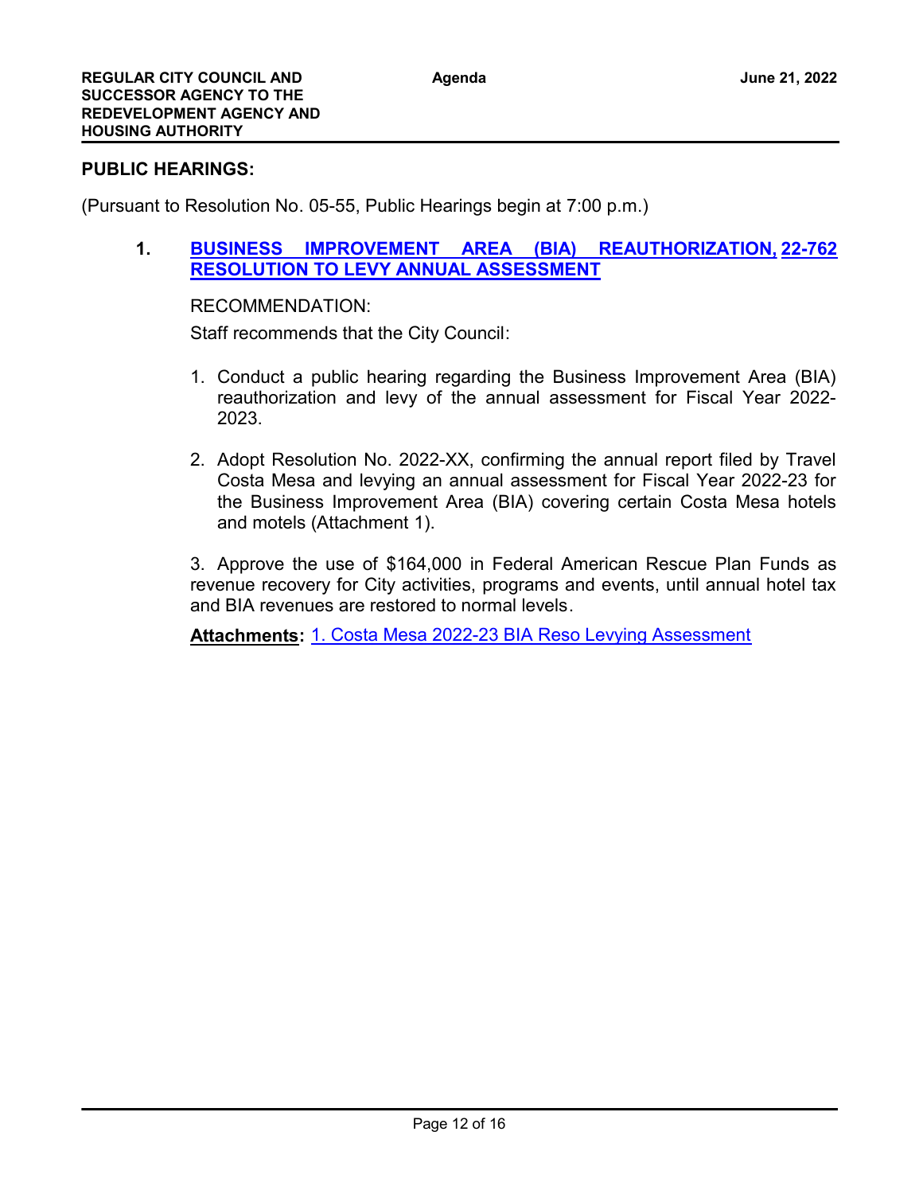## PUBLIC HEARINGS:

(Pursuant to Resolution No. 05-55, Public Hearings begin at 7:00 p.m.)

**1. BUSINESS IMPROVEMENT AREA (BIA) REAUTHORIZATION, RESOLUTION TO LEVY ANNUAL ASSESSMENT** **22-762**

RECOMMENDATION:

Staff recommends that the City Council:

1. Conduct a public hearing regarding the Business Improvement Area (BIA) reauthorization and levy of the annual assessment for Fiscal Year 2022-2023.

2. Adopt Resolution No. 2022-XX, confirming the annual report filed by Travel Costa Mesa and levying an annual assessment for Fiscal Year 2022-23 for the Business Improvement Area (BIA) covering certain Costa Mesa hotels and motels (Attachment 1).

3. Approve the use of $164,000 in Federal American Rescue Plan Funds as revenue recovery for City activities, programs and events, until annual hotel tax and BIA revenues are restored to normal levels.

**Attachments:** 1. Costa Mesa 2022-23 BIA Reso Levying Assessment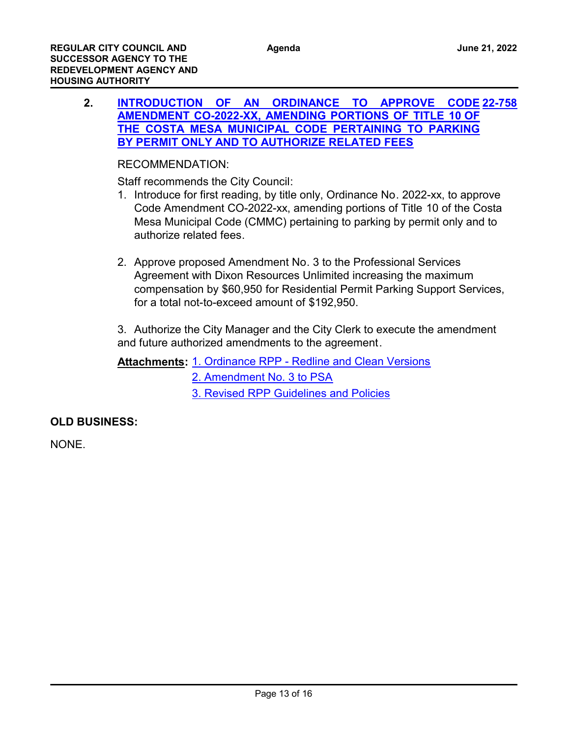**2.** **INTRODUCTION OF AN ORDINANCE TO APPROVE CODE AMENDMENT CO-2022-XX, AMENDING PORTIONS OF TITLE 10 OF THE COSTA MESA MUNICIPAL CODE PERTAINING TO PARKING BY PERMIT ONLY AND TO AUTHORIZE RELATED FEES** **22-758**

RECOMMENDATION:

Staff recommends the City Council:

1. Introduce for first reading, by title only, Ordinance No. 2022-xx, to approve Code Amendment CO-2022-xx, amending portions of Title 10 of the Costa Mesa Municipal Code (CMMC) pertaining to parking by permit only and to authorize related fees.

2. Approve proposed Amendment No. 3 to the Professional Services Agreement with Dixon Resources Unlimited increasing the maximum compensation by $60,950 for Residential Permit Parking Support Services, for a total not-to-exceed amount of $192,950.

3. Authorize the City Manager and the City Clerk to execute the amendment and future authorized amendments to the agreement.

**Attachments:** 1. Ordinance RPP - Redline and Clean Versions
2. Amendment No. 3 to PSA
3. Revised RPP Guidelines and Policies

**OLD BUSINESS:**

NONE.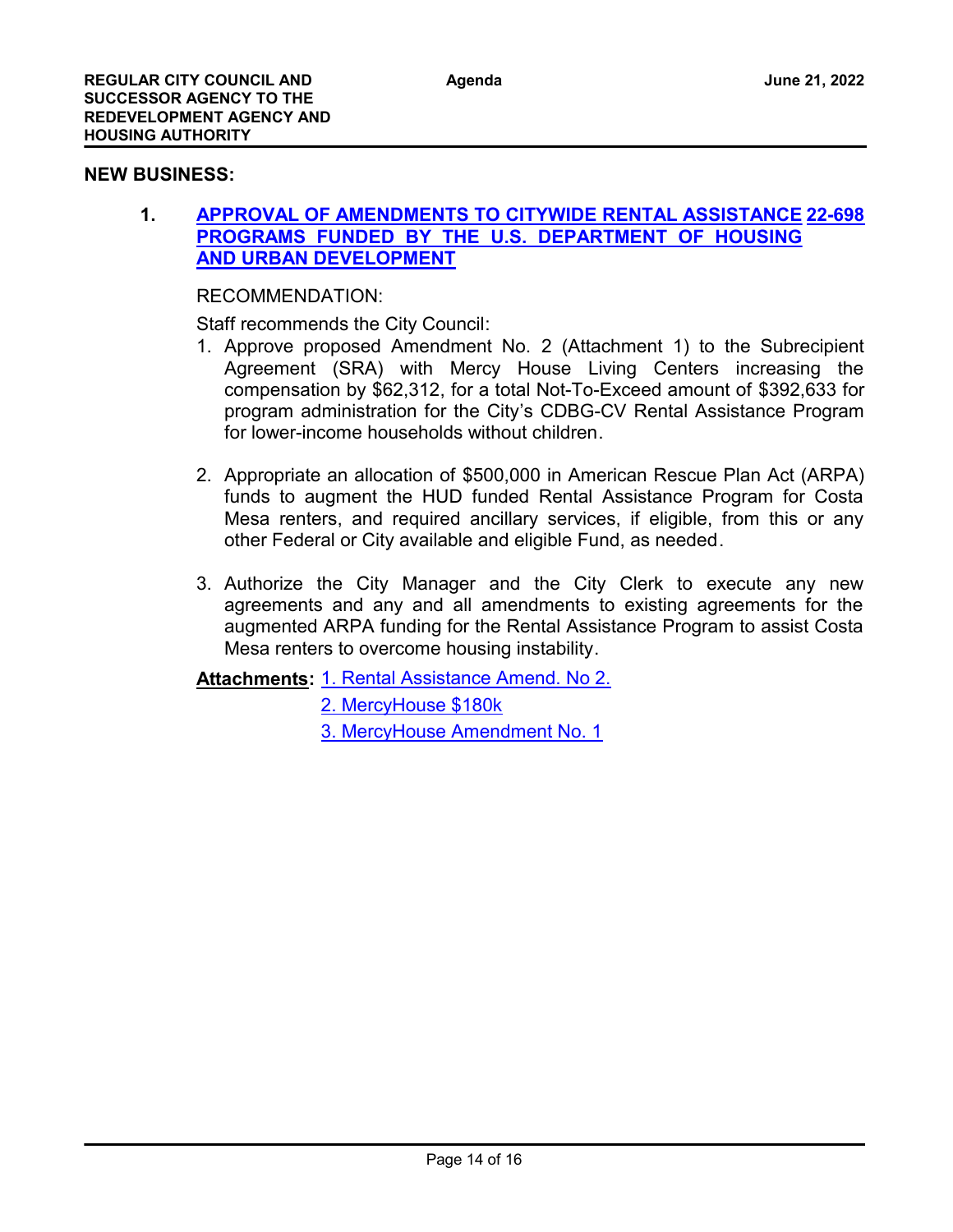## NEW BUSINESS:

**1. APPROVAL OF AMENDMENTS TO CITYWIDE RENTAL ASSISTANCE PROGRAMS FUNDED BY THE U.S. DEPARTMENT OF HOUSING AND URBAN DEVELOPMENT** **22-698**

RECOMMENDATION:

Staff recommends the City Council:

1. Approve proposed Amendment No. 2 (Attachment 1) to the Subrecipient Agreement (SRA) with Mercy House Living Centers increasing the compensation by $62,312, for a total Not-To-Exceed amount of $392,633 for program administration for the City's CDBG-CV Rental Assistance Program for lower-income households without children.

2. Appropriate an allocation of $500,000 in American Rescue Plan Act (ARPA) funds to augment the HUD funded Rental Assistance Program for Costa Mesa renters, and required ancillary services, if eligible, from this or any other Federal or City available and eligible Fund, as needed.

3. Authorize the City Manager and the City Clerk to execute any new agreements and any and all amendments to existing agreements for the augmented ARPA funding for the Rental Assistance Program to assist Costa Mesa renters to overcome housing instability.

**Attachments:** 1. Rental Assistance Amend. No 2.
2. MercyHouse $180k
3. MercyHouse Amendment No. 1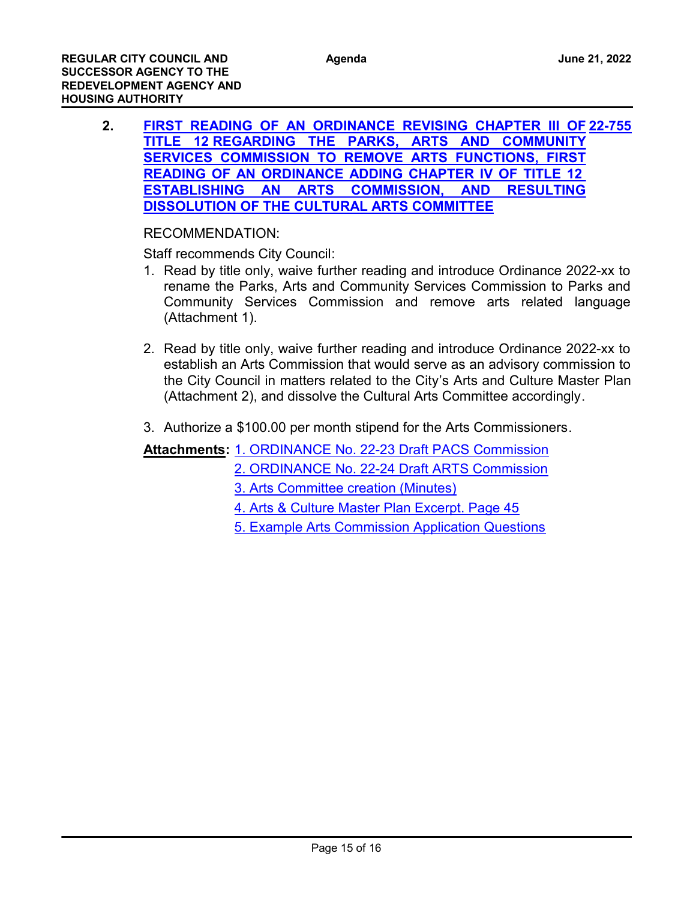**2. FIRST READING OF AN ORDINANCE REVISING CHAPTER III OF TITLE 12 REGARDING THE PARKS, ARTS AND COMMUNITY SERVICES COMMISSION TO REMOVE ARTS FUNCTIONS, FIRST READING OF AN ORDINANCE ADDING CHAPTER IV OF TITLE 12 ESTABLISHING AN ARTS COMMISSION, AND RESULTING DISSOLUTION OF THE CULTURAL ARTS COMMITTEE** **22-755**

RECOMMENDATION:

Staff recommends City Council:

1. Read by title only, waive further reading and introduce Ordinance 2022-xx to rename the Parks, Arts and Community Services Commission to Parks and Community Services Commission and remove arts related language (Attachment 1).

2. Read by title only, waive further reading and introduce Ordinance 2022-xx to establish an Arts Commission that would serve as an advisory commission to the City Council in matters related to the City's Arts and Culture Master Plan (Attachment 2), and dissolve the Cultural Arts Committee accordingly.

3. Authorize a $100.00 per month stipend for the Arts Commissioners.

**Attachments:** 1. ORDINANCE No. 22-23 Draft PACS Commission
2. ORDINANCE No. 22-24 Draft ARTS Commission
3. Arts Committee creation (Minutes)
4. Arts & Culture Master Plan Excerpt. Page 45
5. Example Arts Commission Application Questions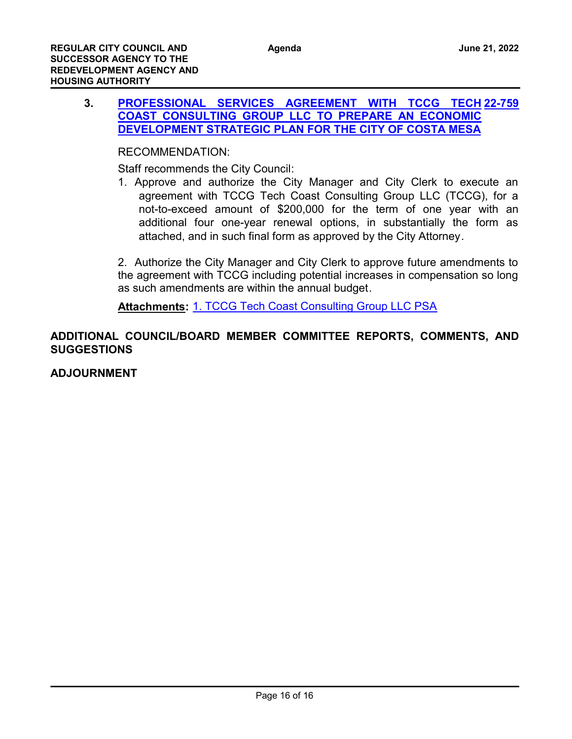3. **PROFESSIONAL SERVICES AGREEMENT WITH TCCG TECH COAST CONSULTING GROUP LLC TO PREPARE AN ECONOMIC DEVELOPMENT STRATEGIC PLAN FOR THE CITY OF COSTA MESA** **22-759**

RECOMMENDATION:

Staff recommends the City Council:

1. Approve and authorize the City Manager and City Clerk to execute an agreement with TCCG Tech Coast Consulting Group LLC (TCCG), for a not-to-exceed amount of $200,000 for the term of one year with an additional four one-year renewal options, in substantially the form as attached, and in such final form as approved by the City Attorney.

2. Authorize the City Manager and City Clerk to approve future amendments to the agreement with TCCG including potential increases in compensation so long as such amendments are within the annual budget.

**Attachments:** 1. TCCG Tech Coast Consulting Group LLC PSA

## ADDITIONAL COUNCIL/BOARD MEMBER COMMITTEE REPORTS, COMMENTS, AND SUGGESTIONS

## ADJOURNMENT